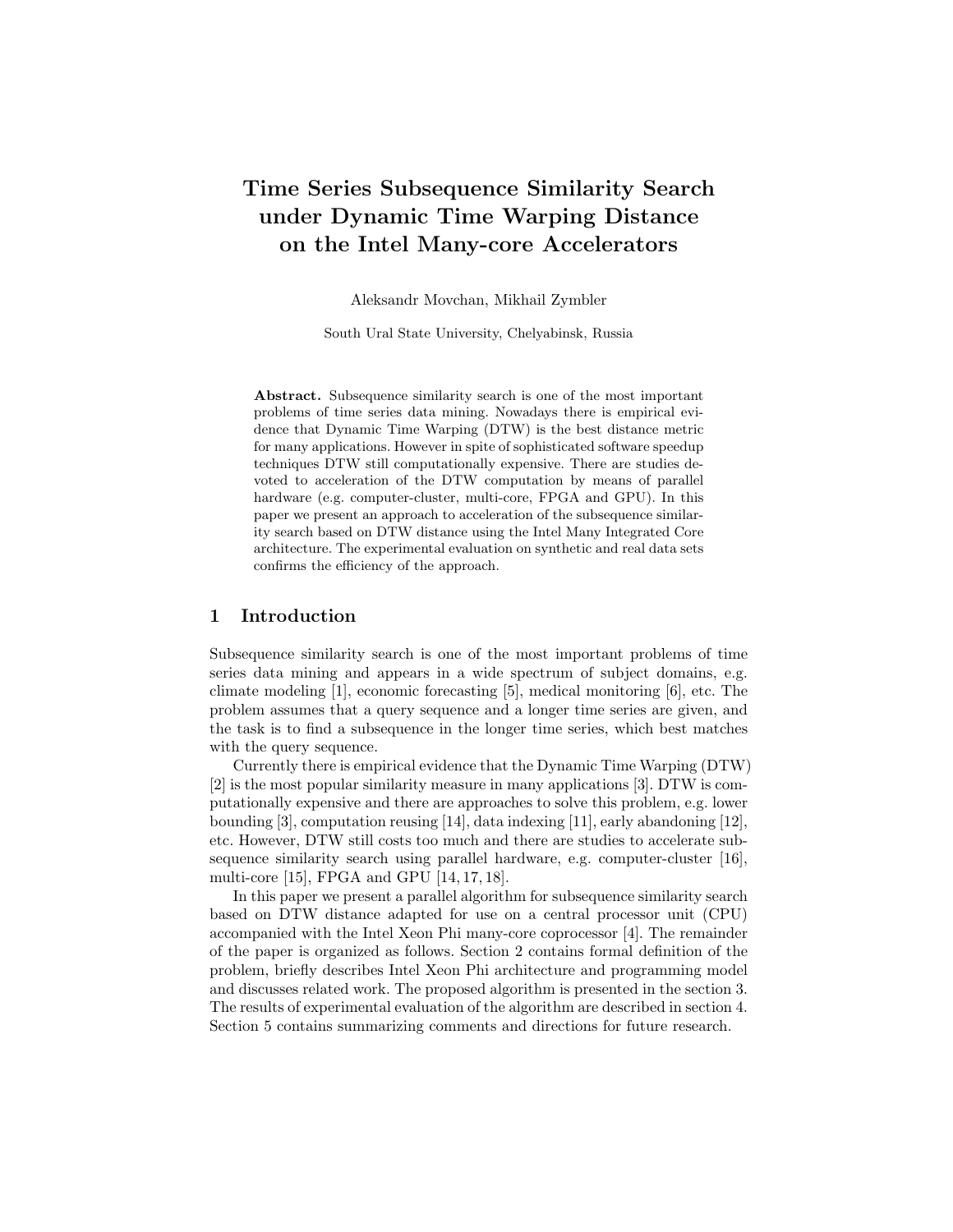# Time Series Subsequence Similarity Search under Dynamic Time Warping Distance on the Intel Many-core Accelerators

Aleksandr Movchan, Mikhail Zymbler

South Ural State University, Chelyabinsk, Russia

**Abstract.** Subsequence similarity search is one of the most important problems of time series data mining. Nowadays there is empirical evidence that Dynamic Time Warping (DTW) is the best distance metric for many applications. However in spite of sophisticated software speedup techniques DTW still computationally expensive. There are studies devoted to acceleration of the DTW computation by means of parallel hardware (e.g. computer-cluster, multi-core, FPGA and GPU). In this paper we present an approach to acceleration of the subsequence similarity search based on DTW distance using the Intel Many Integrated Core architecture. The experimental evaluation on synthetic and real data sets confirms the efficiency of the approach.

## 1 Introduction

Subsequence similarity search is one of the most important problems of time series data mining and appears in a wide spectrum of subject domains, e.g. climate modeling [1], economic forecasting [5], medical monitoring [6], etc. The problem assumes that a query sequence and a longer time series are given, and the task is to find a subsequence in the longer time series, which best matches with the query sequence.

Currently there is empirical evidence that the Dynamic Time Warping (DTW) [2] is the most popular similarity measure in many applications [3]. DTW is computationally expensive and there are approaches to solve this problem, e.g. lower bounding [3], computation reusing [14], data indexing [11], early abandoning [12], etc. However, DTW still costs too much and there are studies to accelerate subsequence similarity search using parallel hardware, e.g. computer-cluster [16], multi-core [15], FPGA and GPU [14, 17, 18].

In this paper we present a parallel algorithm for subsequence similarity search based on DTW distance adapted for use on a central processor unit (CPU) accompanied with the Intel Xeon Phi many-core coprocessor [4]. The remainder of the paper is organized as follows. Section 2 contains formal definition of the problem, briefly describes Intel Xeon Phi architecture and programming model and discusses related work. The proposed algorithm is presented in the section 3. The results of experimental evaluation of the algorithm are described in section 4. Section 5 contains summarizing comments and directions for future research.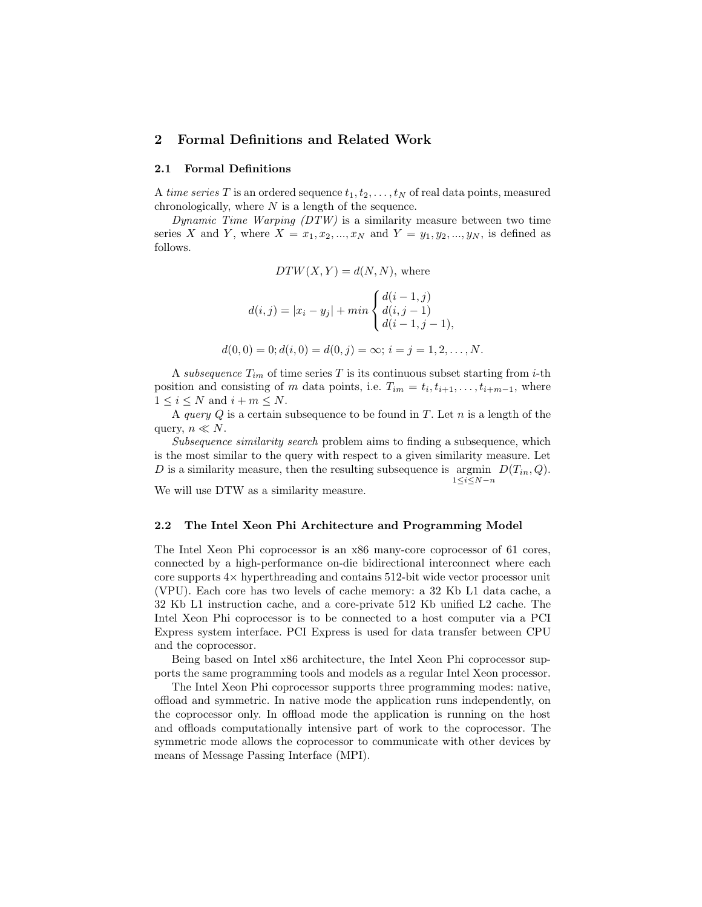## 2 Formal Definitions and Related Work

### 2.1 Formal Definitions

A *time series* $T$ is an ordered sequence $t_1, t_2, \ldots, t_N$ of real data points, measured chronologically, where $N$ is a length of the sequence.

*Dynamic Time Warping (DTW)* is a similarity measure between two time series $X$ and $Y$, where $X = x_1, x_2, ..., x_N$ and $Y = y_1, y_2, ..., y_N$, is defined as follows.

$$DTW(X, Y) = d(N, N), \text{ where}$$

$$d(i, j) = |x_i - y_j| + min \begin{cases} d(i-1, j) \\ d(i, j-1) \\ d(i-1, j-1), \end{cases}$$

$$d(0, 0) = 0; d(i, 0) = d(0, j) = \infty; \; i = j = 1, 2, \ldots, N.$$

A *subsequence* $T_{im}$ of time series $T$ is its continuous subset starting from $i$-th position and consisting of $m$ data points, i.e. $T_{im} = t_i, t_{i+1}, \ldots, t_{i+m-1}$, where $1 \leq i \leq N$ and $i + m \leq N$.

A *query* $Q$ is a certain subsequence to be found in $T$. Let $n$ is a length of the query, $n \ll N$.

*Subsequence similarity search* problem aims to finding a subsequence, which is the most similar to the query with respect to a given similarity measure. Let $D$ is a similarity measure, then the resulting subsequence is $\underset{1 \leq i \leq N-n}{\operatorname{argmin}} \; D(T_{in}, Q)$. We will use DTW as a similarity measure.

### 2.2 The Intel Xeon Phi Architecture and Programming Model

The Intel Xeon Phi coprocessor is an x86 many-core coprocessor of 61 cores, connected by a high-performance on-die bidirectional interconnect where each core supports 4× hyperthreading and contains 512-bit wide vector processor unit (VPU). Each core has two levels of cache memory: a 32 Kb L1 data cache, a 32 Kb L1 instruction cache, and a core-private 512 Kb unified L2 cache. The Intel Xeon Phi coprocessor is to be connected to a host computer via a PCI Express system interface. PCI Express is used for data transfer between CPU and the coprocessor.

Being based on Intel x86 architecture, the Intel Xeon Phi coprocessor supports the same programming tools and models as a regular Intel Xeon processor.

The Intel Xeon Phi coprocessor supports three programming modes: native, offload and symmetric. In native mode the application runs independently, on the coprocessor only. In offload mode the application is running on the host and offloads computationally intensive part of work to the coprocessor. The symmetric mode allows the coprocessor to communicate with other devices by means of Message Passing Interface (MPI).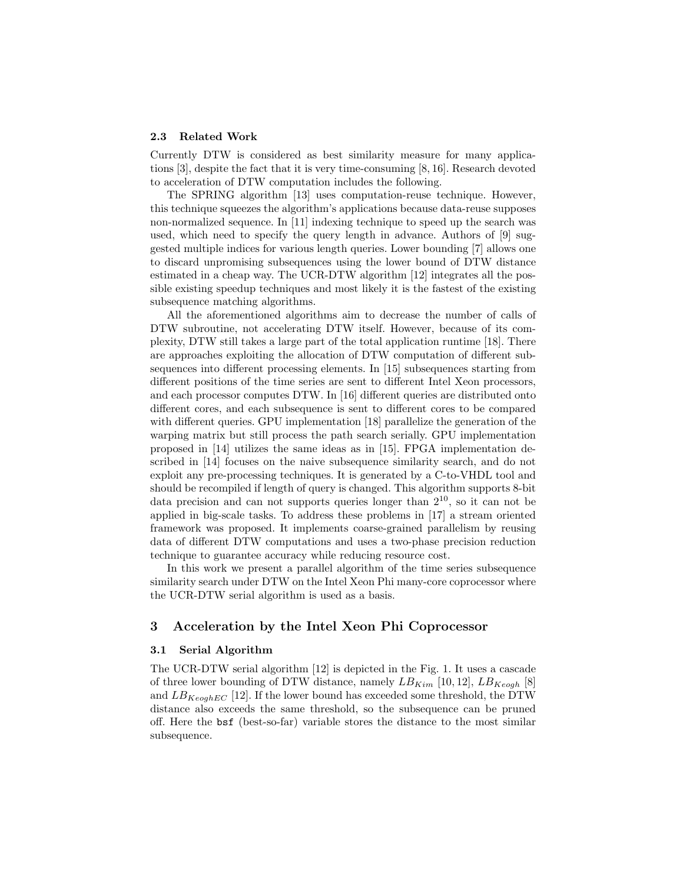### 2.3 Related Work

Currently DTW is considered as best similarity measure for many applications [3], despite the fact that it is very time-consuming [8, 16]. Research devoted to acceleration of DTW computation includes the following.

The SPRING algorithm [13] uses computation-reuse technique. However, this technique squeezes the algorithm's applications because data-reuse supposes non-normalized sequence. In [11] indexing technique to speed up the search was used, which need to specify the query length in advance. Authors of [9] suggested multiple indices for various length queries. Lower bounding [7] allows one to discard unpromising subsequences using the lower bound of DTW distance estimated in a cheap way. The UCR-DTW algorithm [12] integrates all the possible existing speedup techniques and most likely it is the fastest of the existing subsequence matching algorithms.

All the aforementioned algorithms aim to decrease the number of calls of DTW subroutine, not accelerating DTW itself. However, because of its complexity, DTW still takes a large part of the total application runtime [18]. There are approaches exploiting the allocation of DTW computation of different subsequences into different processing elements. In [15] subsequences starting from different positions of the time series are sent to different Intel Xeon processors, and each processor computes DTW. In [16] different queries are distributed onto different cores, and each subsequence is sent to different cores to be compared with different queries. GPU implementation [18] parallelize the generation of the warping matrix but still process the path search serially. GPU implementation proposed in [14] utilizes the same ideas as in [15]. FPGA implementation described in [14] focuses on the naive subsequence similarity search, and do not exploit any pre-processing techniques. It is generated by a C-to-VHDL tool and should be recompiled if length of query is changed. This algorithm supports 8-bit data precision and can not supports queries longer than $2^{10}$, so it can not be applied in big-scale tasks. To address these problems in [17] a stream oriented framework was proposed. It implements coarse-grained parallelism by reusing data of different DTW computations and uses a two-phase precision reduction technique to guarantee accuracy while reducing resource cost.

In this work we present a parallel algorithm of the time series subsequence similarity search under DTW on the Intel Xeon Phi many-core coprocessor where the UCR-DTW serial algorithm is used as a basis.

## 3 Acceleration by the Intel Xeon Phi Coprocessor

### 3.1 Serial Algorithm

The UCR-DTW serial algorithm [12] is depicted in the Fig. 1. It uses a cascade of three lower bounding of DTW distance, namely $LB_{Kim}$ [10, 12], $LB_{Keogh}$ [8] and $LB_{KeoghEC}$ [12]. If the lower bound has exceeded some threshold, the DTW distance also exceeds the same threshold, so the subsequence can be pruned off. Here the `bsf` (best-so-far) variable stores the distance to the most similar subsequence.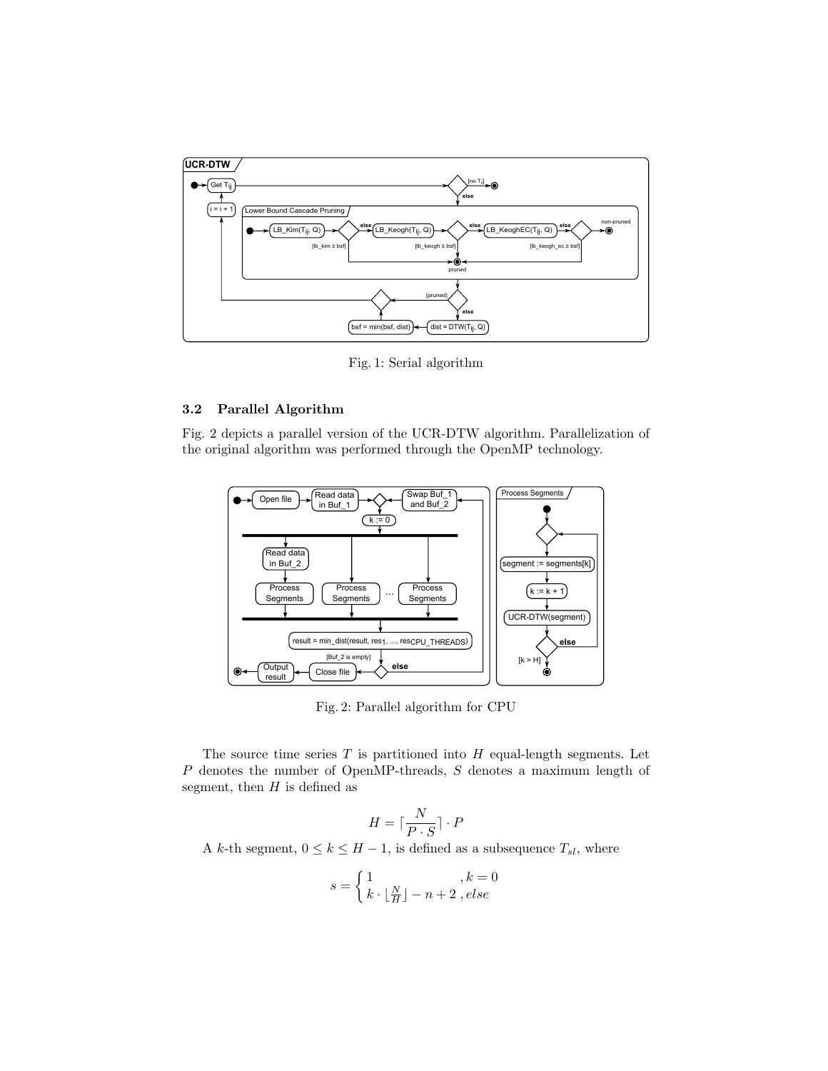Fig. 1: Serial algorithm

### 3.2 Parallel Algorithm

Fig. 2 depicts a parallel version of the UCR-DTW algorithm. Parallelization of the original algorithm was performed through the OpenMP technology.

Fig. 2: Parallel algorithm for CPU

The source time series $T$ is partitioned into $H$ equal-length segments. Let $P$ denotes the number of OpenMP-threads, $S$ denotes a maximum length of segment, then $H$ is defined as

$$H = \lceil \frac{N}{P \cdot S} \rceil \cdot P$$

A $k$-th segment, $0 \leq k \leq H - 1$, is defined as a subsequence $T_{sl}$, where

$$s = \begin{cases} 1 & , k = 0 \\ k \cdot \lfloor \frac{N}{H} \rfloor - n + 2 & , else \end{cases}$$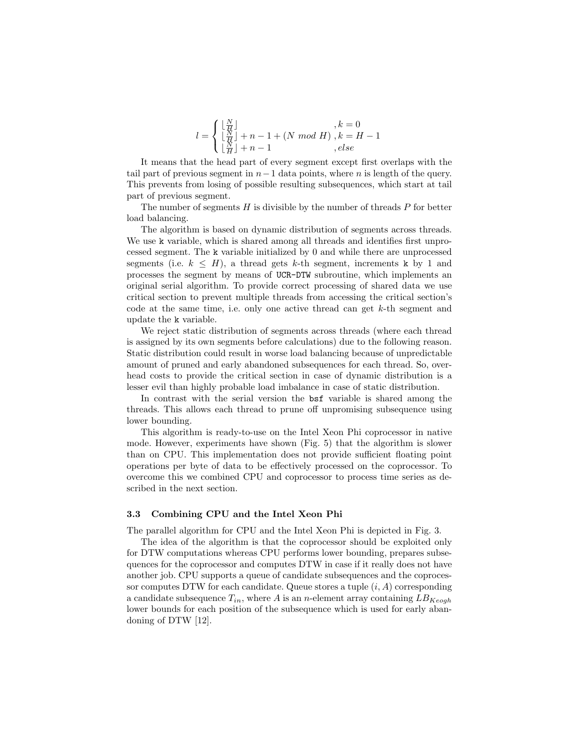$$l = \begin{cases} \lfloor \frac{N}{H} \rfloor & , k = 0 \\ \lfloor \frac{N}{H} \rfloor + n - 1 + (N \ mod \ H) & , k = H - 1 \\ \lfloor \frac{N}{H} \rfloor + n - 1 & , else \end{cases}$$

It means that the head part of every segment except first overlaps with the tail part of previous segment in $n-1$ data points, where $n$ is length of the query. This prevents from losing of possible resulting subsequences, which start at tail part of previous segment.

The number of segments $H$ is divisible by the number of threads $P$ for better load balancing.

The algorithm is based on dynamic distribution of segments across threads. We use `k` variable, which is shared among all threads and identifies first unprocessed segment. The `k` variable initialized by 0 and while there are unprocessed segments (i.e. $k \leq H$), a thread gets $k$-th segment, increments `k` by 1 and processes the segment by means of `UCR-DTW` subroutine, which implements an original serial algorithm. To provide correct processing of shared data we use critical section to prevent multiple threads from accessing the critical section's code at the same time, i.e. only one active thread can get $k$-th segment and update the `k` variable.

We reject static distribution of segments across threads (where each thread is assigned by its own segments before calculations) due to the following reason. Static distribution could result in worse load balancing because of unpredictable amount of pruned and early abandoned subsequences for each thread. So, overhead costs to provide the critical section in case of dynamic distribution is a lesser evil than highly probable load imbalance in case of static distribution.

In contrast with the serial version the `bsf` variable is shared among the threads. This allows each thread to prune off unpromising subsequence using lower bounding.

This algorithm is ready-to-use on the Intel Xeon Phi coprocessor in native mode. However, experiments have shown (Fig. 5) that the algorithm is slower than on CPU. This implementation does not provide sufficient floating point operations per byte of data to be effectively processed on the coprocessor. To overcome this we combined CPU and coprocessor to process time series as described in the next section.

### 3.3 Combining CPU and the Intel Xeon Phi

The parallel algorithm for CPU and the Intel Xeon Phi is depicted in Fig. 3.

The idea of the algorithm is that the coprocessor should be exploited only for DTW computations whereas CPU performs lower bounding, prepares subsequences for the coprocessor and computes DTW in case if it really does not have another job. CPU supports a queue of candidate subsequences and the coprocessor computes DTW for each candidate. Queue stores a tuple $(i, A)$ corresponding a candidate subsequence $T_{in}$, where $A$ is an $n$-element array containing $LB_{Keogh}$ lower bounds for each position of the subsequence which is used for early abandoning of DTW [12].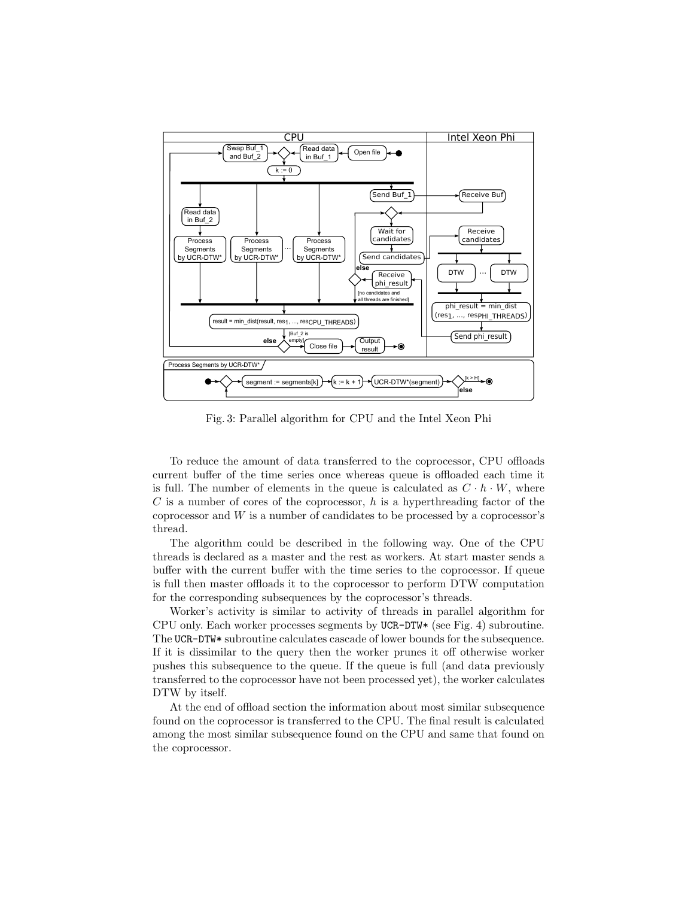Fig. 3: Parallel algorithm for CPU and the Intel Xeon Phi

To reduce the amount of data transferred to the coprocessor, CPU offloads current buffer of the time series once whereas queue is offloaded each time it is full. The number of elements in the queue is calculated as $C \cdot h \cdot W$, where $C$ is a number of cores of the coprocessor, $h$ is a hyperthreading factor of the coprocessor and $W$ is a number of candidates to be processed by a coprocessor's thread.

The algorithm could be described in the following way. One of the CPU threads is declared as a master and the rest as workers. At start master sends a buffer with the current buffer with the time series to the coprocessor. If queue is full then master offloads it to the coprocessor to perform DTW computation for the corresponding subsequences by the coprocessor's threads.

Worker's activity is similar to activity of threads in parallel algorithm for CPU only. Each worker processes segments by UCR-DTW* (see Fig. 4) subroutine. The UCR-DTW* subroutine calculates cascade of lower bounds for the subsequence. If it is dissimilar to the query then the worker prunes it off otherwise worker pushes this subsequence to the queue. If the queue is full (and data previously transferred to the coprocessor have not been processed yet), the worker calculates DTW by itself.

At the end of offload section the information about most similar subsequence found on the coprocessor is transferred to the CPU. The final result is calculated among the most similar subsequence found on the CPU and same that found on the coprocessor.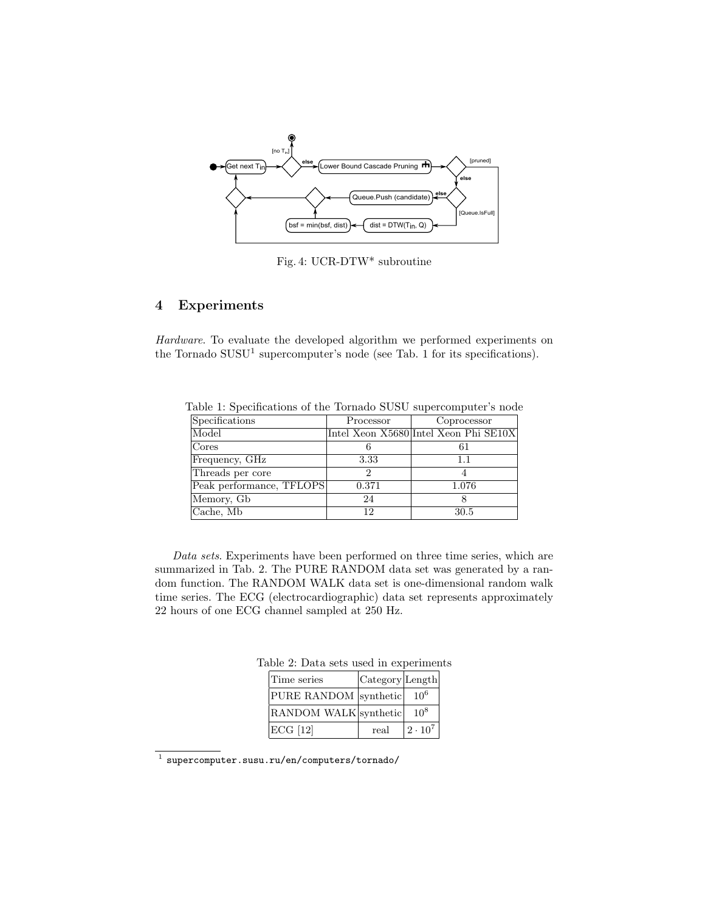Fig. 4: UCR-DTW* subroutine

## 4 Experiments

*Hardware.* To evaluate the developed algorithm we performed experiments on the Tornado SUSU[1] supercomputer's node (see Tab. 1 for its specifications).

Table 1: Specifications of the Tornado SUSU supercomputer's node

| Specifications | Processor | Coprocessor |
|---|---|---|
| Model | Intel Xeon X5680 | Intel Xeon Phi SE10X |
| Cores | 6 | 61 |
| Frequency, GHz | 3.33 | 1.1 |
| Threads per core | 2 | 4 |
| Peak performance, TFLOPS | 0.371 | 1.076 |
| Memory, Gb | 24 | 8 |
| Cache, Mb | 12 | 30.5 |

*Data sets.* Experiments have been performed on three time series, which are summarized in Tab. 2. The PURE RANDOM data set was generated by a random function. The RANDOM WALK data set is one-dimensional random walk time series. The ECG (electrocardiographic) data set represents approximately 22 hours of one ECG channel sampled at 250 Hz.

Table 2: Data sets used in experiments

| Time series | Category | Length |
|---|---|---|
| PURE RANDOM | synthetic | $10^6$ |
| RANDOM WALK | synthetic | $10^8$ |
| ECG [12] | real | $2 \cdot 10^7$ |

[1] supercomputer.susu.ru/en/computers/tornado/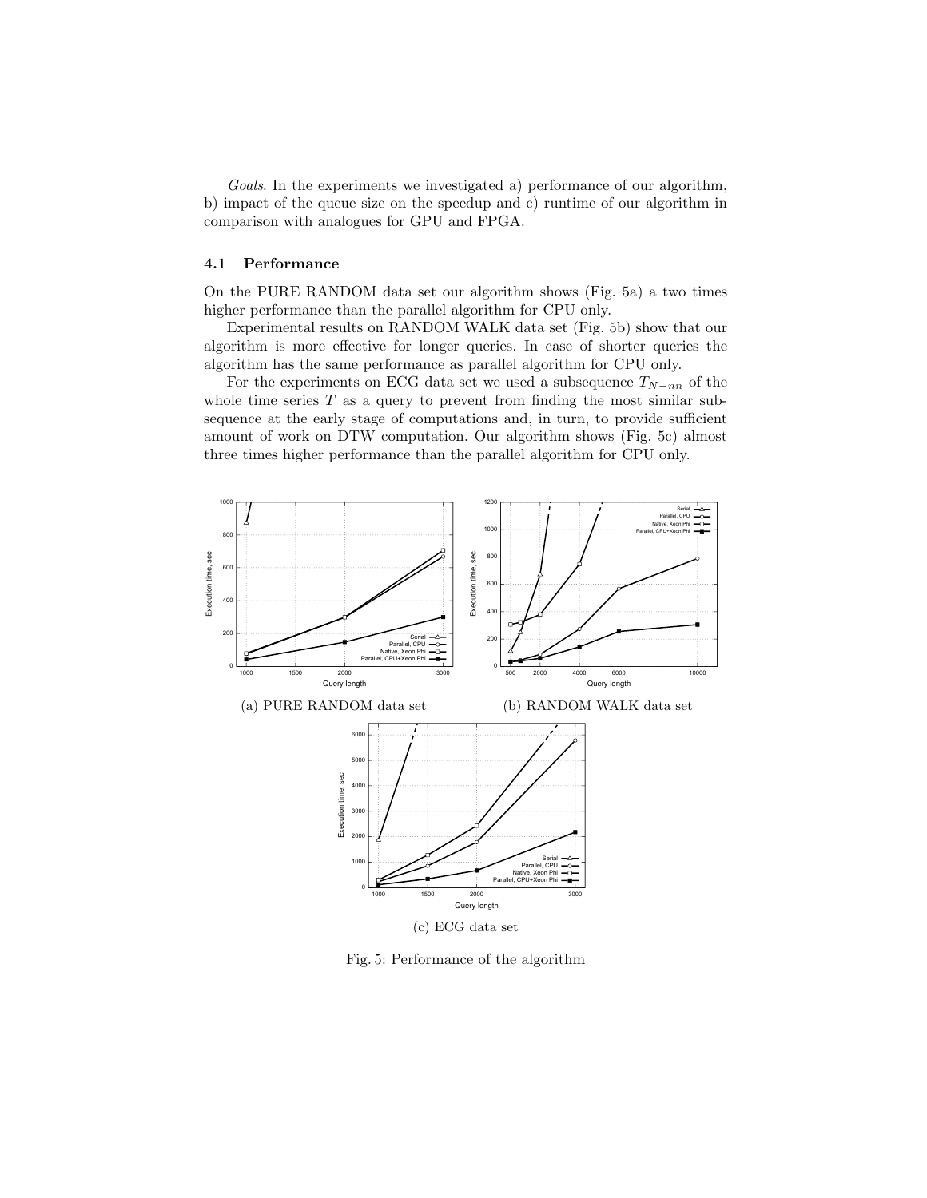*Goals*. In the experiments we investigated a) performance of our algorithm, b) impact of the queue size on the speedup and c) runtime of our algorithm in comparison with analogues for GPU and FPGA.

### 4.1 Performance

On the PURE RANDOM data set our algorithm shows (Fig. 5a) a two times higher performance than the parallel algorithm for CPU only.

Experimental results on RANDOM WALK data set (Fig. 5b) show that our algorithm is more effective for longer queries. In case of shorter queries the algorithm has the same performance as parallel algorithm for CPU only.

For the experiments on ECG data set we used a subsequence $T_{N-nn}$ of the whole time series $T$ as a query to prevent from finding the most similar subsequence at the early stage of computations and, in turn, to provide sufficient amount of work on DTW computation. Our algorithm shows (Fig. 5c) almost three times higher performance than the parallel algorithm for CPU only.

(a) PURE RANDOM data set

(b) RANDOM WALK data set

(c) ECG data set

Fig. 5: Performance of the algorithm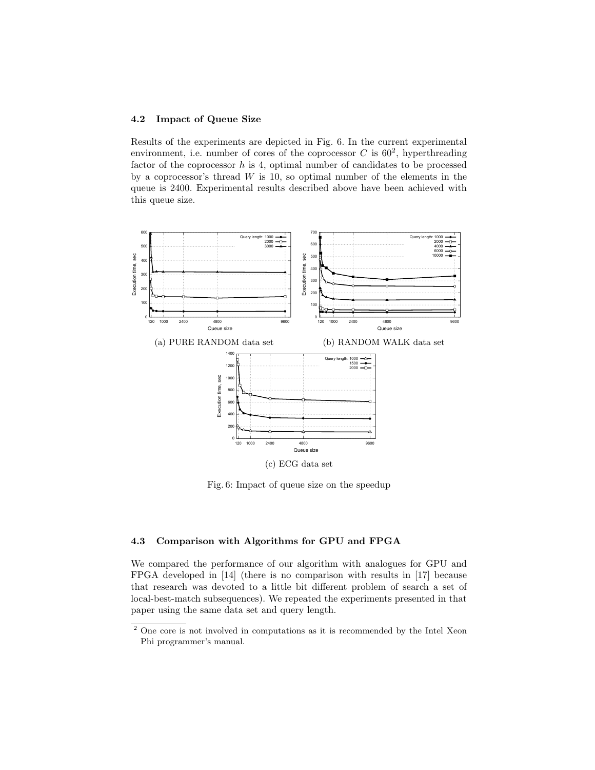### 4.2 Impact of Queue Size

Results of the experiments are depicted in Fig. 6. In the current experimental environment, i.e. number of cores of the coprocessor $C$ is $60^2$, hyperthreading factor of the coprocessor $h$ is 4, optimal number of candidates to be processed by a coprocessor's thread $W$ is 10, so optimal number of the elements in the queue is 2400. Experimental results described above have been achieved with this queue size.

(a) PURE RANDOM data set

(b) RANDOM WALK data set

(c) ECG data set

Fig. 6: Impact of queue size on the speedup

### 4.3 Comparison with Algorithms for GPU and FPGA

We compared the performance of our algorithm with analogues for GPU and FPGA developed in [14] (there is no comparison with results in [17] because that research was devoted to a little bit different problem of search a set of local-best-match subsequences). We repeated the experiments presented in that paper using the same data set and query length.

[2] One core is not involved in computations as it is recommended by the Intel Xeon Phi programmer's manual.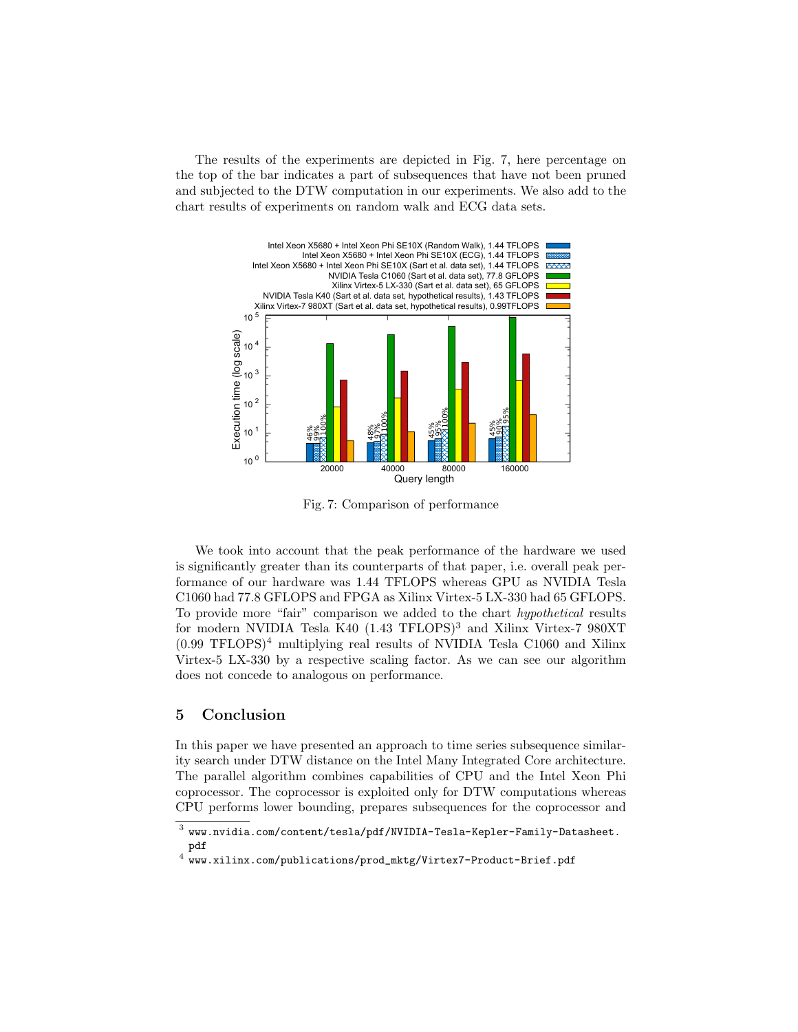The results of the experiments are depicted in Fig. 7, here percentage on the top of the bar indicates a part of subsequences that have not been pruned and subjected to the DTW computation in our experiments. We also add to the chart results of experiments on random walk and ECG data sets.

Fig. 7: Comparison of performance

We took into account that the peak performance of the hardware we used is significantly greater than its counterparts of that paper, i.e. overall peak performance of our hardware was 1.44 TFLOPS whereas GPU as NVIDIA Tesla C1060 had 77.8 GFLOPS and FPGA as Xilinx Virtex-5 LX-330 had 65 GFLOPS. To provide more "fair" comparison we added to the chart *hypothetical* results for modern NVIDIA Tesla K40 (1.43 TFLOPS)[3] and Xilinx Virtex-7 980XT (0.99 TFLOPS)[4] multiplying real results of NVIDIA Tesla C1060 and Xilinx Virtex-5 LX-330 by a respective scaling factor. As we can see our algorithm does not concede to analogous on performance.

## 5 Conclusion

In this paper we have presented an approach to time series subsequence similarity search under DTW distance on the Intel Many Integrated Core architecture. The parallel algorithm combines capabilities of CPU and the Intel Xeon Phi coprocessor. The coprocessor is exploited only for DTW computations whereas CPU performs lower bounding, prepares subsequences for the coprocessor and

---

[3] www.nvidia.com/content/tesla/pdf/NVIDIA-Tesla-Kepler-Family-Datasheet.pdf

[4] www.xilinx.com/publications/prod_mktg/Virtex7-Product-Brief.pdf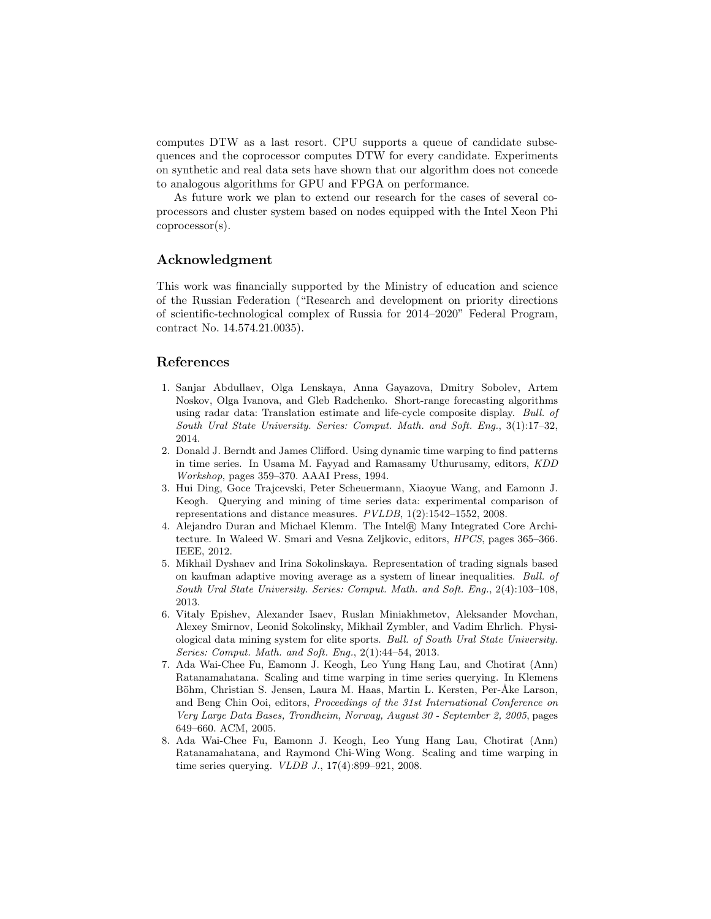computes DTW as a last resort. CPU supports a queue of candidate subsequences and the coprocessor computes DTW for every candidate. Experiments on synthetic and real data sets have shown that our algorithm does not concede to analogous algorithms for GPU and FPGA on performance.

As future work we plan to extend our research for the cases of several coprocessors and cluster system based on nodes equipped with the Intel Xeon Phi coprocessor(s).

## Acknowledgment

This work was financially supported by the Ministry of education and science of the Russian Federation ("Research and development on priority directions of scientific-technological complex of Russia for 2014–2020" Federal Program, contract No. 14.574.21.0035).

## References

1. Sanjar Abdullaev, Olga Lenskaya, Anna Gayazova, Dmitry Sobolev, Artem Noskov, Olga Ivanova, and Gleb Radchenko. Short-range forecasting algorithms using radar data: Translation estimate and life-cycle composite display. *Bull. of South Ural State University. Series: Comput. Math. and Soft. Eng.*, 3(1):17–32, 2014.
2. Donald J. Berndt and James Clifford. Using dynamic time warping to find patterns in time series. In Usama M. Fayyad and Ramasamy Uthurusamy, editors, *KDD Workshop*, pages 359–370. AAAI Press, 1994.
3. Hui Ding, Goce Trajcevski, Peter Scheuermann, Xiaoyue Wang, and Eamonn J. Keogh. Querying and mining of time series data: experimental comparison of representations and distance measures. *PVLDB*, 1(2):1542–1552, 2008.
4. Alejandro Duran and Michael Klemm. The Intel® Many Integrated Core Architecture. In Waleed W. Smari and Vesna Zeljkovic, editors, *HPCS*, pages 365–366. IEEE, 2012.
5. Mikhail Dyshaev and Irina Sokolinskaya. Representation of trading signals based on kaufman adaptive moving average as a system of linear inequalities. *Bull. of South Ural State University. Series: Comput. Math. and Soft. Eng.*, 2(4):103–108, 2013.
6. Vitaly Epishev, Alexander Isaev, Ruslan Miniakhmetov, Aleksander Movchan, Alexey Smirnov, Leonid Sokolinsky, Mikhail Zymbler, and Vadim Ehrlich. Physiological data mining system for elite sports. *Bull. of South Ural State University. Series: Comput. Math. and Soft. Eng.*, 2(1):44–54, 2013.
7. Ada Wai-Chee Fu, Eamonn J. Keogh, Leo Yung Hang Lau, and Chotirat (Ann) Ratanamahatana. Scaling and time warping in time series querying. In Klemens Böhm, Christian S. Jensen, Laura M. Haas, Martin L. Kersten, Per-Åke Larson, and Beng Chin Ooi, editors, *Proceedings of the 31st International Conference on Very Large Data Bases, Trondheim, Norway, August 30 - September 2, 2005*, pages 649–660. ACM, 2005.
8. Ada Wai-Chee Fu, Eamonn J. Keogh, Leo Yung Hang Lau, Chotirat (Ann) Ratanamahatana, and Raymond Chi-Wing Wong. Scaling and time warping in time series querying. *VLDB J.*, 17(4):899–921, 2008.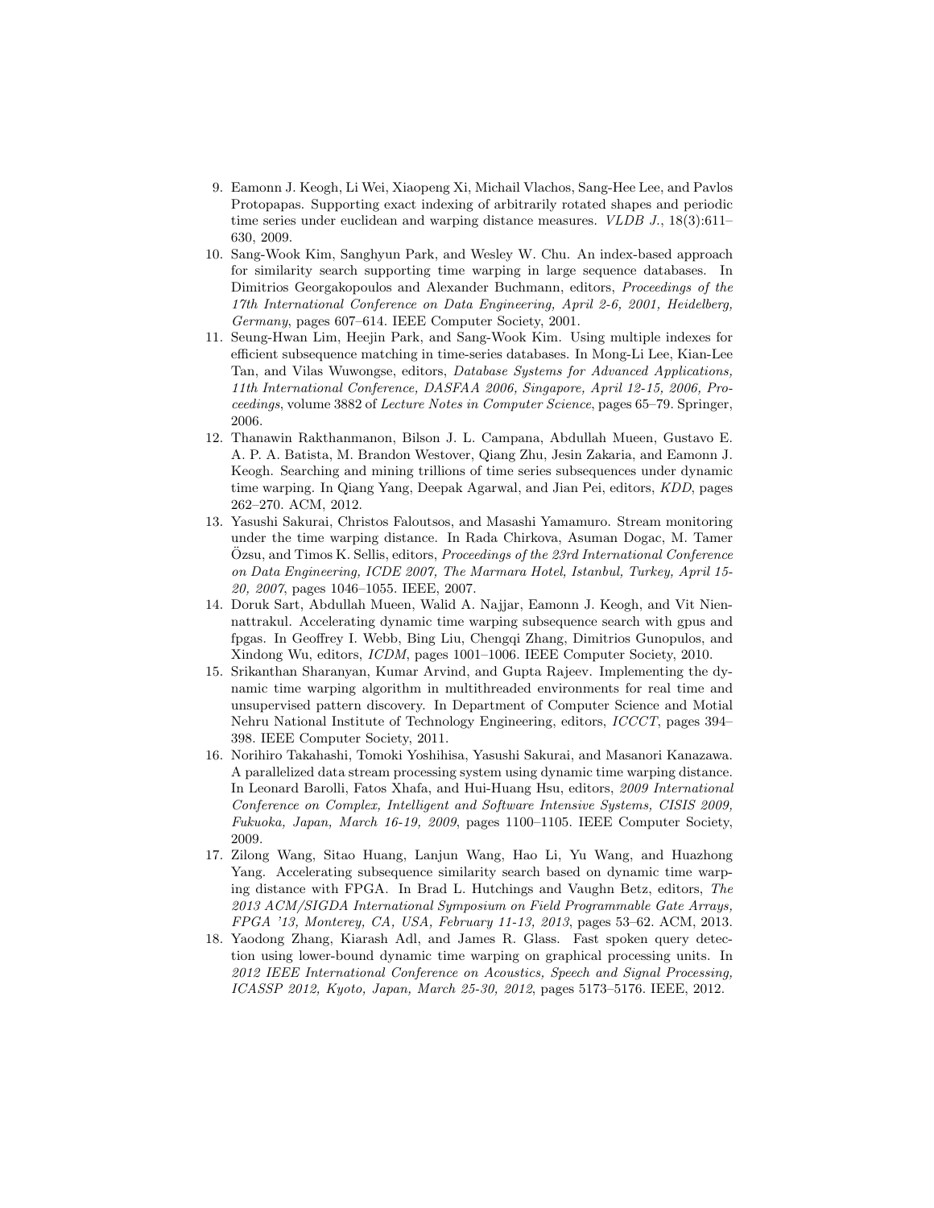9. Eamonn J. Keogh, Li Wei, Xiaopeng Xi, Michail Vlachos, Sang-Hee Lee, and Pavlos Protopapas. Supporting exact indexing of arbitrarily rotated shapes and periodic time series under euclidean and warping distance measures. *VLDB J.*, 18(3):611–630, 2009.
10. Sang-Wook Kim, Sanghyun Park, and Wesley W. Chu. An index-based approach for similarity search supporting time warping in large sequence databases. In Dimitrios Georgakopoulos and Alexander Buchmann, editors, *Proceedings of the 17th International Conference on Data Engineering, April 2-6, 2001, Heidelberg, Germany*, pages 607–614. IEEE Computer Society, 2001.
11. Seung-Hwan Lim, Heejin Park, and Sang-Wook Kim. Using multiple indexes for efficient subsequence matching in time-series databases. In Mong-Li Lee, Kian-Lee Tan, and Vilas Wuwongse, editors, *Database Systems for Advanced Applications, 11th International Conference, DASFAA 2006, Singapore, April 12-15, 2006, Proceedings*, volume 3882 of *Lecture Notes in Computer Science*, pages 65–79. Springer, 2006.
12. Thanawin Rakthanmanon, Bilson J. L. Campana, Abdullah Mueen, Gustavo E. A. P. A. Batista, M. Brandon Westover, Qiang Zhu, Jesin Zakaria, and Eamonn J. Keogh. Searching and mining trillions of time series subsequences under dynamic time warping. In Qiang Yang, Deepak Agarwal, and Jian Pei, editors, *KDD*, pages 262–270. ACM, 2012.
13. Yasushi Sakurai, Christos Faloutsos, and Masashi Yamamuro. Stream monitoring under the time warping distance. In Rada Chirkova, Asuman Dogac, M. Tamer Özsu, and Timos K. Sellis, editors, *Proceedings of the 23rd International Conference on Data Engineering, ICDE 2007, The Marmara Hotel, Istanbul, Turkey, April 15-20, 2007*, pages 1046–1055. IEEE, 2007.
14. Doruk Sart, Abdullah Mueen, Walid A. Najjar, Eamonn J. Keogh, and Vit Niennattrakul. Accelerating dynamic time warping subsequence search with gpus and fpgas. In Geoffrey I. Webb, Bing Liu, Chengqi Zhang, Dimitrios Gunopulos, and Xindong Wu, editors, *ICDM*, pages 1001–1006. IEEE Computer Society, 2010.
15. Srikanthan Sharanyan, Kumar Arvind, and Gupta Rajeev. Implementing the dynamic time warping algorithm in multithreaded environments for real time and unsupervised pattern discovery. In Department of Computer Science and Motial Nehru National Institute of Technology Engineering, editors, *ICCCT*, pages 394–398. IEEE Computer Society, 2011.
16. Norihiro Takahashi, Tomoki Yoshihisa, Yasushi Sakurai, and Masanori Kanazawa. A parallelized data stream processing system using dynamic time warping distance. In Leonard Barolli, Fatos Xhafa, and Hui-Huang Hsu, editors, *2009 International Conference on Complex, Intelligent and Software Intensive Systems, CISIS 2009, Fukuoka, Japan, March 16-19, 2009*, pages 1100–1105. IEEE Computer Society, 2009.
17. Zilong Wang, Sitao Huang, Lanjun Wang, Hao Li, Yu Wang, and Huazhong Yang. Accelerating subsequence similarity search based on dynamic time warping distance with FPGA. In Brad L. Hutchings and Vaughn Betz, editors, *The 2013 ACM/SIGDA International Symposium on Field Programmable Gate Arrays, FPGA '13, Monterey, CA, USA, February 11-13, 2013*, pages 53–62. ACM, 2013.
18. Yaodong Zhang, Kiarash Adl, and James R. Glass. Fast spoken query detection using lower-bound dynamic time warping on graphical processing units. In *2012 IEEE International Conference on Acoustics, Speech and Signal Processing, ICASSP 2012, Kyoto, Japan, March 25-30, 2012*, pages 5173–5176. IEEE, 2012.